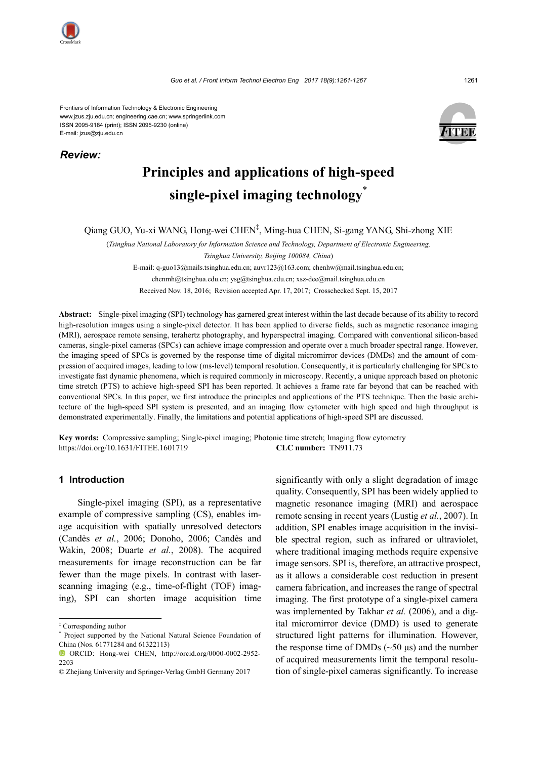Frontiers of Information Technology & Electronic Engineering
www.jzus.zju.edu.cn; engineering.cae.cn; www.springerlink.com
ISSN 2095-9184 (print); ISSN 2095-9230 (online)
E-mail: jzus@zju.edu.cn

***Review:***

# Principles and applications of high-speed single-pixel imaging technology*

Qiang GUO, Yu-xi WANG, Hong-wei CHEN‡, Ming-hua CHEN, Si-gang YANG, Shi-zhong XIE

(*Tsinghua National Laboratory for Information Science and Technology, Department of Electronic Engineering, Tsinghua University, Beijing 100084, China*)

E-mail: q-guo13@mails.tsinghua.edu.cn; auvr123@163.com; chenhw@mail.tsinghua.edu.cn; chenmh@tsinghua.edu.cn; ysg@tsinghua.edu.cn; xsz-dee@mail.tsinghua.edu.cn

Received Nov. 18, 2016; Revision accepted Apr. 17, 2017; Crosschecked Sept. 15, 2017

**Abstract:** Single-pixel imaging (SPI) technology has garnered great interest within the last decade because of its ability to record high-resolution images using a single-pixel detector. It has been applied to diverse fields, such as magnetic resonance imaging (MRI), aerospace remote sensing, terahertz photography, and hyperspectral imaging. Compared with conventional silicon-based cameras, single-pixel cameras (SPCs) can achieve image compression and operate over a much broader spectral range. However, the imaging speed of SPCs is governed by the response time of digital micromirror devices (DMDs) and the amount of compression of acquired images, leading to low (ms-level) temporal resolution. Consequently, it is particularly challenging for SPCs to investigate fast dynamic phenomena, which is required commonly in microscopy. Recently, a unique approach based on photonic time stretch (PTS) to achieve high-speed SPI has been reported. It achieves a frame rate far beyond that can be reached with conventional SPCs. In this paper, we first introduce the principles and applications of the PTS technique. Then the basic architecture of the high-speed SPI system is presented, and an imaging flow cytometer with high speed and high throughput is demonstrated experimentally. Finally, the limitations and potential applications of high-speed SPI are discussed.

**Key words:** Compressive sampling; Single-pixel imaging; Photonic time stretch; Imaging flow cytometry
https://doi.org/10.1631/FITEE.1601719 **CLC number:** TN911.73

## 1 Introduction

Single-pixel imaging (SPI), as a representative example of compressive sampling (CS), enables image acquisition with spatially unresolved detectors (Candès *et al.*, 2006; Donoho, 2006; Candès and Wakin, 2008; Duarte *et al.*, 2008). The acquired measurements for image reconstruction can be far fewer than the mage pixels. In contrast with laser-scanning imaging (e.g., time-of-flight (TOF) imaging), SPI can shorten image acquisition time significantly with only a slight degradation of image quality. Consequently, SPI has been widely applied to magnetic resonance imaging (MRI) and aerospace remote sensing in recent years (Lustig *et al.*, 2007). In addition, SPI enables image acquisition in the invisible spectral region, such as infrared or ultraviolet, where traditional imaging methods require expensive image sensors. SPI is, therefore, an attractive prospect, as it allows a considerable cost reduction in present camera fabrication, and increases the range of spectral imaging. The first prototype of a single-pixel camera was implemented by Takhar *et al.* (2006), and a digital micromirror device (DMD) is used to generate structured light patterns for illumination. However, the response time of DMDs (~50 μs) and the number of acquired measurements limit the temporal resolution of single-pixel cameras significantly. To increase

---

‡ Corresponding author

\* Project supported by the National Natural Science Foundation of China (Nos. 61771284 and 61322113)

ORCID: Hong-wei CHEN, http://orcid.org/0000-0002-2952-2203

© Zhejiang University and Springer-Verlag GmbH Germany 2017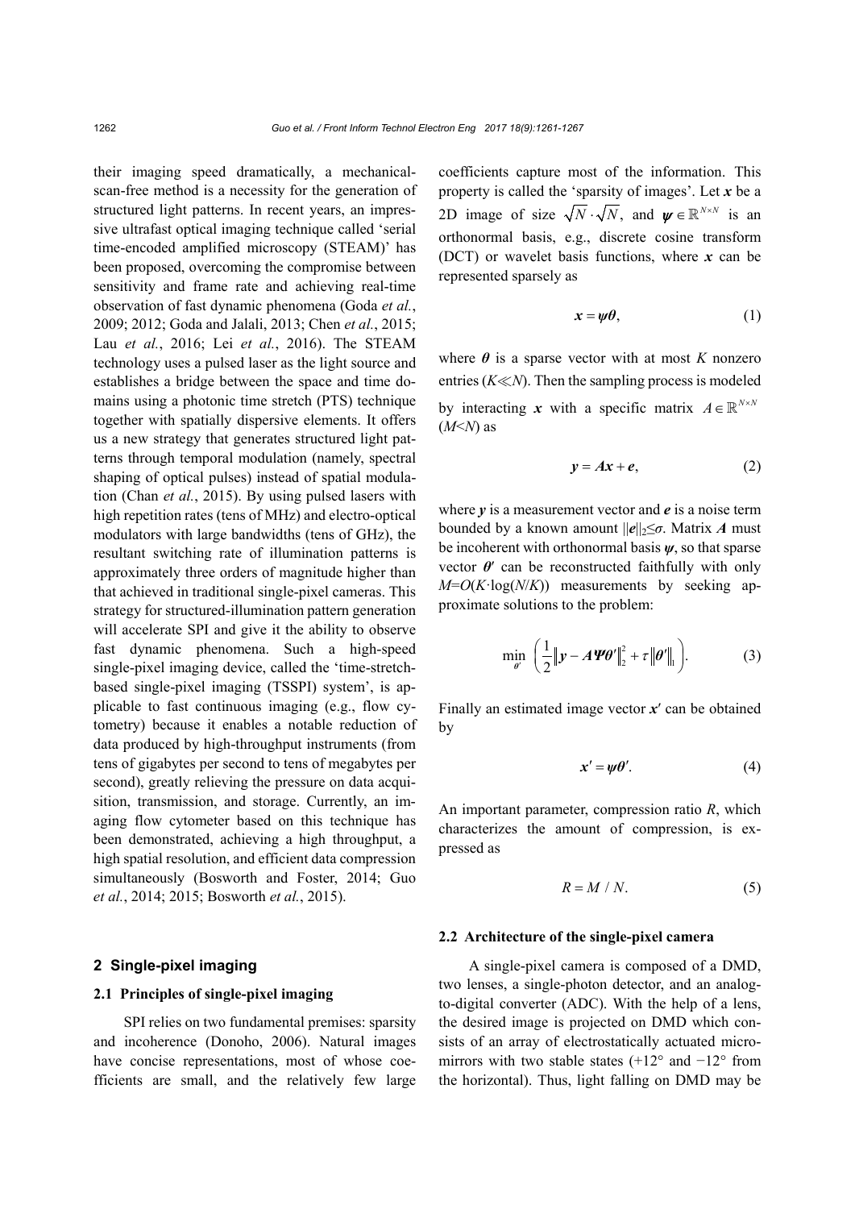their imaging speed dramatically, a mechanical-scan-free method is a necessity for the generation of structured light patterns. In recent years, an impressive ultrafast optical imaging technique called 'serial time-encoded amplified microscopy (STEAM)' has been proposed, overcoming the compromise between sensitivity and frame rate and achieving real-time observation of fast dynamic phenomena (Goda *et al.*, 2009; 2012; Goda and Jalali, 2013; Chen *et al.*, 2015; Lau *et al.*, 2016; Lei *et al.*, 2016). The STEAM technology uses a pulsed laser as the light source and establishes a bridge between the space and time domains using a photonic time stretch (PTS) technique together with spatially dispersive elements. It offers us a new strategy that generates structured light patterns through temporal modulation (namely, spectral shaping of optical pulses) instead of spatial modulation (Chan *et al.*, 2015). By using pulsed lasers with high repetition rates (tens of MHz) and electro-optical modulators with large bandwidths (tens of GHz), the resultant switching rate of illumination patterns is approximately three orders of magnitude higher than that achieved in traditional single-pixel cameras. This strategy for structured-illumination pattern generation will accelerate SPI and give it the ability to observe fast dynamic phenomena. Such a high-speed single-pixel imaging device, called the 'time-stretch-based single-pixel imaging (TSSPI) system', is applicable to fast continuous imaging (e.g., flow cytometry) because it enables a notable reduction of data produced by high-throughput instruments (from tens of gigabytes per second to tens of megabytes per second), greatly relieving the pressure on data acquisition, transmission, and storage. Currently, an imaging flow cytometer based on this technique has been demonstrated, achieving a high throughput, a high spatial resolution, and efficient data compression simultaneously (Bosworth and Foster, 2014; Guo *et al.*, 2014; 2015; Bosworth *et al.*, 2015).

## 2 Single-pixel imaging

### 2.1 Principles of single-pixel imaging

SPI relies on two fundamental premises: sparsity and incoherence (Donoho, 2006). Natural images have concise representations, most of whose coefficients are small, and the relatively few large coefficients capture most of the information. This property is called the 'sparsity of images'. Let $\boldsymbol{x}$ be a 2D image of size $\sqrt{N}\cdot\sqrt{N}$, and $\boldsymbol{\psi}\in\mathbb{R}^{N\times N}$ is an orthonormal basis, e.g., discrete cosine transform (DCT) or wavelet basis functions, where $\boldsymbol{x}$ can be represented sparsely as

$$\boldsymbol{x}=\boldsymbol{\psi}\boldsymbol{\theta}, \tag{1}$$

where $\boldsymbol{\theta}$ is a sparse vector with at most $K$ nonzero entries ($K\ll N$). Then the sampling process is modeled by interacting $\boldsymbol{x}$ with a specific matrix $A\in\mathbb{R}^{N\times N}$ ($M<N$) as

$$\boldsymbol{y}=\boldsymbol{A}\boldsymbol{x}+\boldsymbol{e}, \tag{2}$$

where $\boldsymbol{y}$ is a measurement vector and $\boldsymbol{e}$ is a noise term bounded by a known amount $\|\boldsymbol{e}\|_2\leq\sigma$. Matrix $\boldsymbol{A}$ must be incoherent with orthonormal basis $\boldsymbol{\psi}$, so that sparse vector $\boldsymbol{\theta}'$ can be reconstructed faithfully with only $M=O(K\cdot\log(N/K))$ measurements by seeking approximate solutions to the problem:

$$\min_{\boldsymbol{\theta}'}\left(\frac{1}{2}\left\|\boldsymbol{y}-\boldsymbol{A}\boldsymbol{\Psi}\boldsymbol{\theta}'\right\|_2^2+\tau\left\|\boldsymbol{\theta}'\right\|_1\right). \tag{3}$$

Finally an estimated image vector $\boldsymbol{x}'$ can be obtained by

$$\boldsymbol{x}'=\boldsymbol{\psi}\boldsymbol{\theta}'. \tag{4}$$

An important parameter, compression ratio $R$, which characterizes the amount of compression, is expressed as

$$R=M/N. \tag{5}$$

### 2.2 Architecture of the single-pixel camera

A single-pixel camera is composed of a DMD, two lenses, a single-photon detector, and an analog-to-digital converter (ADC). With the help of a lens, the desired image is projected on DMD which consists of an array of electrostatically actuated micro-mirrors with two stable states (+12° and −12° from the horizontal). Thus, light falling on DMD may be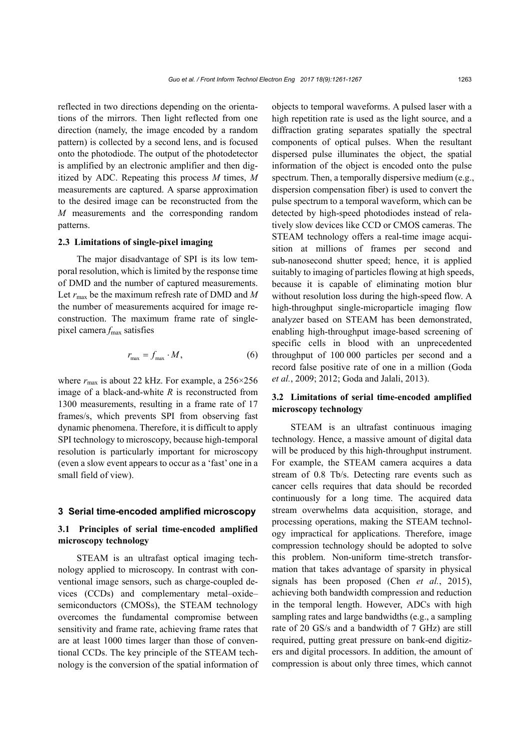reflected in two directions depending on the orientations of the mirrors. Then light reflected from one direction (namely, the image encoded by a random pattern) is collected by a second lens, and is focused onto the photodiode. The output of the photodetector is amplified by an electronic amplifier and then digitized by ADC. Repeating this process $M$ times, $M$ measurements are captured. A sparse approximation to the desired image can be reconstructed from the $M$ measurements and the corresponding random patterns.

### 2.3 Limitations of single-pixel imaging

The major disadvantage of SPI is its low temporal resolution, which is limited by the response time of DMD and the number of captured measurements. Let $r_{\max}$ be the maximum refresh rate of DMD and $M$ the number of measurements acquired for image reconstruction. The maximum frame rate of single-pixel camera $f_{\max}$ satisfies

$$r_{\max} = f_{\max} \cdot M, \tag{6}$$

where $r_{\max}$ is about 22 kHz. For example, a 256×256 image of a black-and-white $R$ is reconstructed from 1300 measurements, resulting in a frame rate of 17 frames/s, which prevents SPI from observing fast dynamic phenomena. Therefore, it is difficult to apply SPI technology to microscopy, because high-temporal resolution is particularly important for microscopy (even a slow event appears to occur as a 'fast' one in a small field of view).

## 3 Serial time-encoded amplified microscopy

### 3.1 Principles of serial time-encoded amplified microscopy technology

STEAM is an ultrafast optical imaging technology applied to microscopy. In contrast with conventional image sensors, such as charge-coupled devices (CCDs) and complementary metal–oxide–semiconductors (CMOSs), the STEAM technology overcomes the fundamental compromise between sensitivity and frame rate, achieving frame rates that are at least 1000 times larger than those of conventional CCDs. The key principle of the STEAM technology is the conversion of the spatial information of objects to temporal waveforms. A pulsed laser with a high repetition rate is used as the light source, and a diffraction grating separates spatially the spectral components of optical pulses. When the resultant dispersed pulse illuminates the object, the spatial information of the object is encoded onto the pulse spectrum. Then, a temporally dispersive medium (e.g., dispersion compensation fiber) is used to convert the pulse spectrum to a temporal waveform, which can be detected by high-speed photodiodes instead of relatively slow devices like CCD or CMOS cameras. The STEAM technology offers a real-time image acquisition at millions of frames per second and sub-nanosecond shutter speed; hence, it is applied suitably to imaging of particles flowing at high speeds, because it is capable of eliminating motion blur without resolution loss during the high-speed flow. A high-throughput single-microparticle imaging flow analyzer based on STEAM has been demonstrated, enabling high-throughput image-based screening of specific cells in blood with an unprecedented throughput of 100 000 particles per second and a record false positive rate of one in a million (Goda *et al.*, 2009; 2012; Goda and Jalali, 2013).

### 3.2 Limitations of serial time-encoded amplified microscopy technology

STEAM is an ultrafast continuous imaging technology. Hence, a massive amount of digital data will be produced by this high-throughput instrument. For example, the STEAM camera acquires a data stream of 0.8 Tb/s. Detecting rare events such as cancer cells requires that data should be recorded continuously for a long time. The acquired data stream overwhelms data acquisition, storage, and processing operations, making the STEAM technology impractical for applications. Therefore, image compression technology should be adopted to solve this problem. Non-uniform time-stretch transformation that takes advantage of sparsity in physical signals has been proposed (Chen *et al.*, 2015), achieving both bandwidth compression and reduction in the temporal length. However, ADCs with high sampling rates and large bandwidths (e.g., a sampling rate of 20 GS/s and a bandwidth of 7 GHz) are still required, putting great pressure on bank-end digitizers and digital processors. In addition, the amount of compression is about only three times, which cannot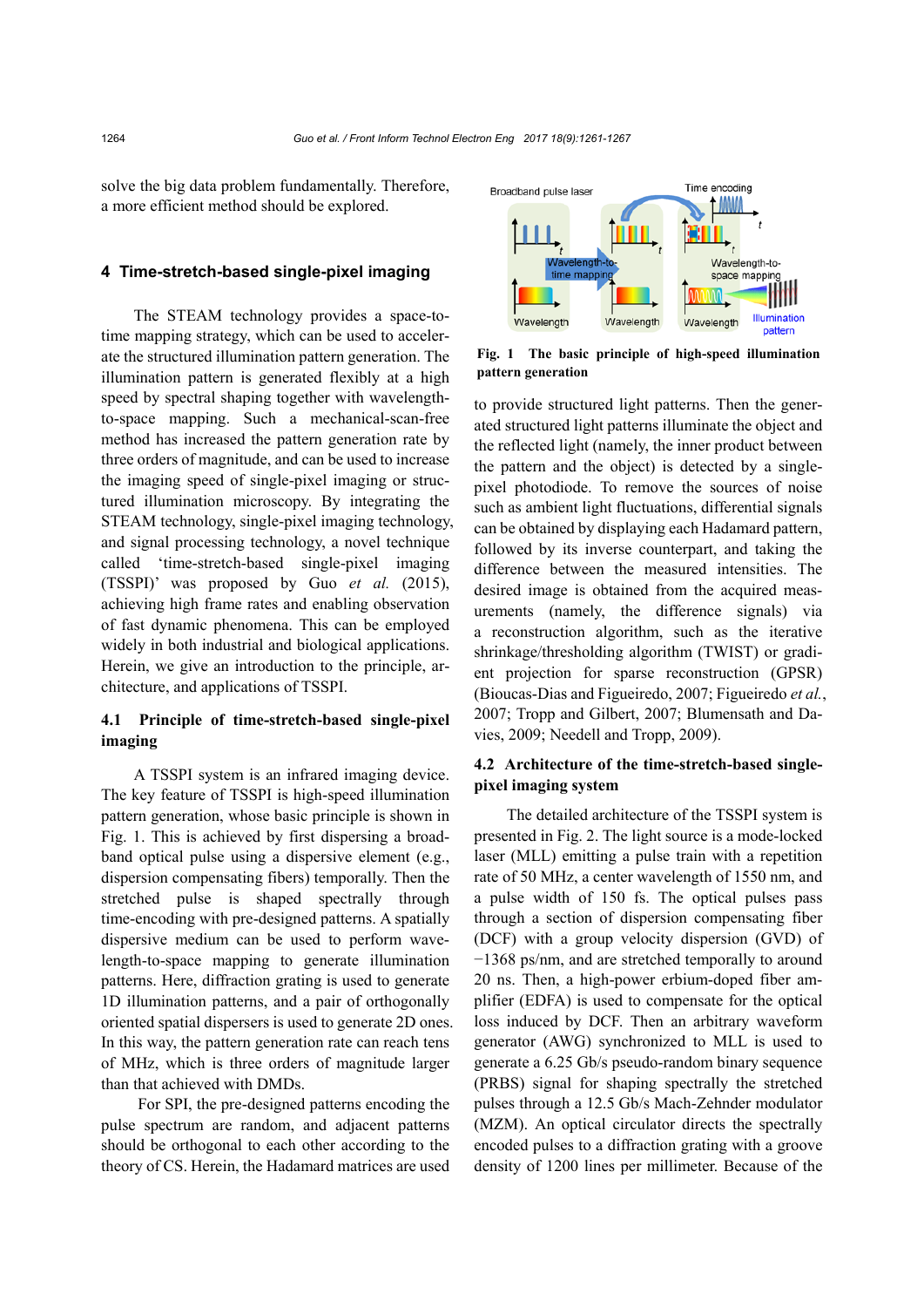solve the big data problem fundamentally. Therefore, a more efficient method should be explored.

## 4 Time-stretch-based single-pixel imaging

The STEAM technology provides a space-to-time mapping strategy, which can be used to accelerate the structured illumination pattern generation. The illumination pattern is generated flexibly at a high speed by spectral shaping together with wavelength-to-space mapping. Such a mechanical-scan-free method has increased the pattern generation rate by three orders of magnitude, and can be used to increase the imaging speed of single-pixel imaging or structured illumination microscopy. By integrating the STEAM technology, single-pixel imaging technology, and signal processing technology, a novel technique called 'time-stretch-based single-pixel imaging (TSSPI)' was proposed by Guo *et al.* (2015), achieving high frame rates and enabling observation of fast dynamic phenomena. This can be employed widely in both industrial and biological applications. Herein, we give an introduction to the principle, architecture, and applications of TSSPI.

### 4.1 Principle of time-stretch-based single-pixel imaging

A TSSPI system is an infrared imaging device. The key feature of TSSPI is high-speed illumination pattern generation, whose basic principle is shown in Fig. 1. This is achieved by first dispersing a broadband optical pulse using a dispersive element (e.g., dispersion compensating fibers) temporally. Then the stretched pulse is shaped spectrally through time-encoding with pre-designed patterns. A spatially dispersive medium can be used to perform wavelength-to-space mapping to generate illumination patterns. Here, diffraction grating is used to generate 1D illumination patterns, and a pair of orthogonally oriented spatial dispersers is used to generate 2D ones. In this way, the pattern generation rate can reach tens of MHz, which is three orders of magnitude larger than that achieved with DMDs.

For SPI, the pre-designed patterns encoding the pulse spectrum are random, and adjacent patterns should be orthogonal to each other according to the theory of CS. Herein, the Hadamard matrices are used

**Fig. 1 The basic principle of high-speed illumination pattern generation**

to provide structured light patterns. Then the generated structured light patterns illuminate the object and the reflected light (namely, the inner product between the pattern and the object) is detected by a single-pixel photodiode. To remove the sources of noise such as ambient light fluctuations, differential signals can be obtained by displaying each Hadamard pattern, followed by its inverse counterpart, and taking the difference between the measured intensities. The desired image is obtained from the acquired measurements (namely, the difference signals) via a reconstruction algorithm, such as the iterative shrinkage/thresholding algorithm (TWIST) or gradient projection for sparse reconstruction (GPSR) (Bioucas-Dias and Figueiredo, 2007; Figueiredo *et al.*, 2007; Tropp and Gilbert, 2007; Blumensath and Davies, 2009; Needell and Tropp, 2009).

### 4.2 Architecture of the time-stretch-based single-pixel imaging system

The detailed architecture of the TSSPI system is presented in Fig. 2. The light source is a mode-locked laser (MLL) emitting a pulse train with a repetition rate of 50 MHz, a center wavelength of 1550 nm, and a pulse width of 150 fs. The optical pulses pass through a section of dispersion compensating fiber (DCF) with a group velocity dispersion (GVD) of −1368 ps/nm, and are stretched temporally to around 20 ns. Then, a high-power erbium-doped fiber amplifier (EDFA) is used to compensate for the optical loss induced by DCF. Then an arbitrary waveform generator (AWG) synchronized to MLL is used to generate a 6.25 Gb/s pseudo-random binary sequence (PRBS) signal for shaping spectrally the stretched pulses through a 12.5 Gb/s Mach-Zehnder modulator (MZM). An optical circulator directs the spectrally encoded pulses to a diffraction grating with a groove density of 1200 lines per millimeter. Because of the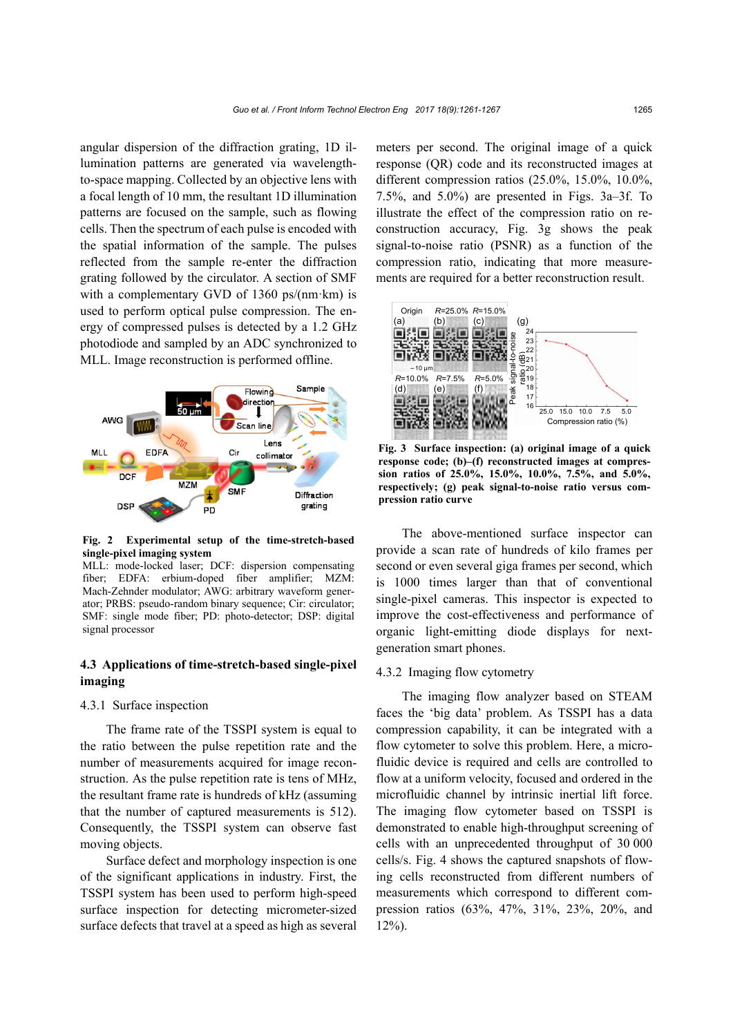angular dispersion of the diffraction grating, 1D illumination patterns are generated via wavelength-to-space mapping. Collected by an objective lens with a focal length of 10 mm, the resultant 1D illumination patterns are focused on the sample, such as flowing cells. Then the spectrum of each pulse is encoded with the spatial information of the sample. The pulses reflected from the sample re-enter the diffraction grating followed by the circulator. A section of SMF with a complementary GVD of 1360 ps/(nm·km) is used to perform optical pulse compression. The energy of compressed pulses is detected by a 1.2 GHz photodiode and sampled by an ADC synchronized to MLL. Image reconstruction is performed offline.

**Fig. 2 Experimental setup of the time-stretch-based single-pixel imaging system**
MLL: mode-locked laser; DCF: dispersion compensating fiber; EDFA: erbium-doped fiber amplifier; MZM: Mach-Zehnder modulator; AWG: arbitrary waveform generator; PRBS: pseudo-random binary sequence; Cir: circulator; SMF: single mode fiber; PD: photo-detector; DSP: digital signal processor

### 4.3 Applications of time-stretch-based single-pixel imaging

#### 4.3.1 Surface inspection

The frame rate of the TSSPI system is equal to the ratio between the pulse repetition rate and the number of measurements acquired for image reconstruction. As the pulse repetition rate is tens of MHz, the resultant frame rate is hundreds of kHz (assuming that the number of captured measurements is 512). Consequently, the TSSPI system can observe fast moving objects.

Surface defect and morphology inspection is one of the significant applications in industry. First, the TSSPI system has been used to perform high-speed surface inspection for detecting micrometer-sized surface defects that travel at a speed as high as several meters per second. The original image of a quick response (QR) code and its reconstructed images at different compression ratios (25.0%, 15.0%, 10.0%, 7.5%, and 5.0%) are presented in Figs. 3a–3f. To illustrate the effect of the compression ratio on reconstruction accuracy, Fig. 3g shows the peak signal-to-noise ratio (PSNR) as a function of the compression ratio, indicating that more measurements are required for a better reconstruction result.

**Fig. 3 Surface inspection: (a) original image of a quick response code; (b)–(f) reconstructed images at compression ratios of 25.0%, 15.0%, 10.0%, 7.5%, and 5.0%, respectively; (g) peak signal-to-noise ratio versus compression ratio curve**

The above-mentioned surface inspector can provide a scan rate of hundreds of kilo frames per second or even several giga frames per second, which is 1000 times larger than that of conventional single-pixel cameras. This inspector is expected to improve the cost-effectiveness and performance of organic light-emitting diode displays for next-generation smart phones.

#### 4.3.2 Imaging flow cytometry

The imaging flow analyzer based on STEAM faces the 'big data' problem. As TSSPI has a data compression capability, it can be integrated with a flow cytometer to solve this problem. Here, a microfluidic device is required and cells are controlled to flow at a uniform velocity, focused and ordered in the microfluidic channel by intrinsic inertial lift force. The imaging flow cytometer based on TSSPI is demonstrated to enable high-throughput screening of cells with an unprecedented throughput of 30 000 cells/s. Fig. 4 shows the captured snapshots of flowing cells reconstructed from different numbers of measurements which correspond to different compression ratios (63%, 47%, 31%, 23%, 20%, and 12%).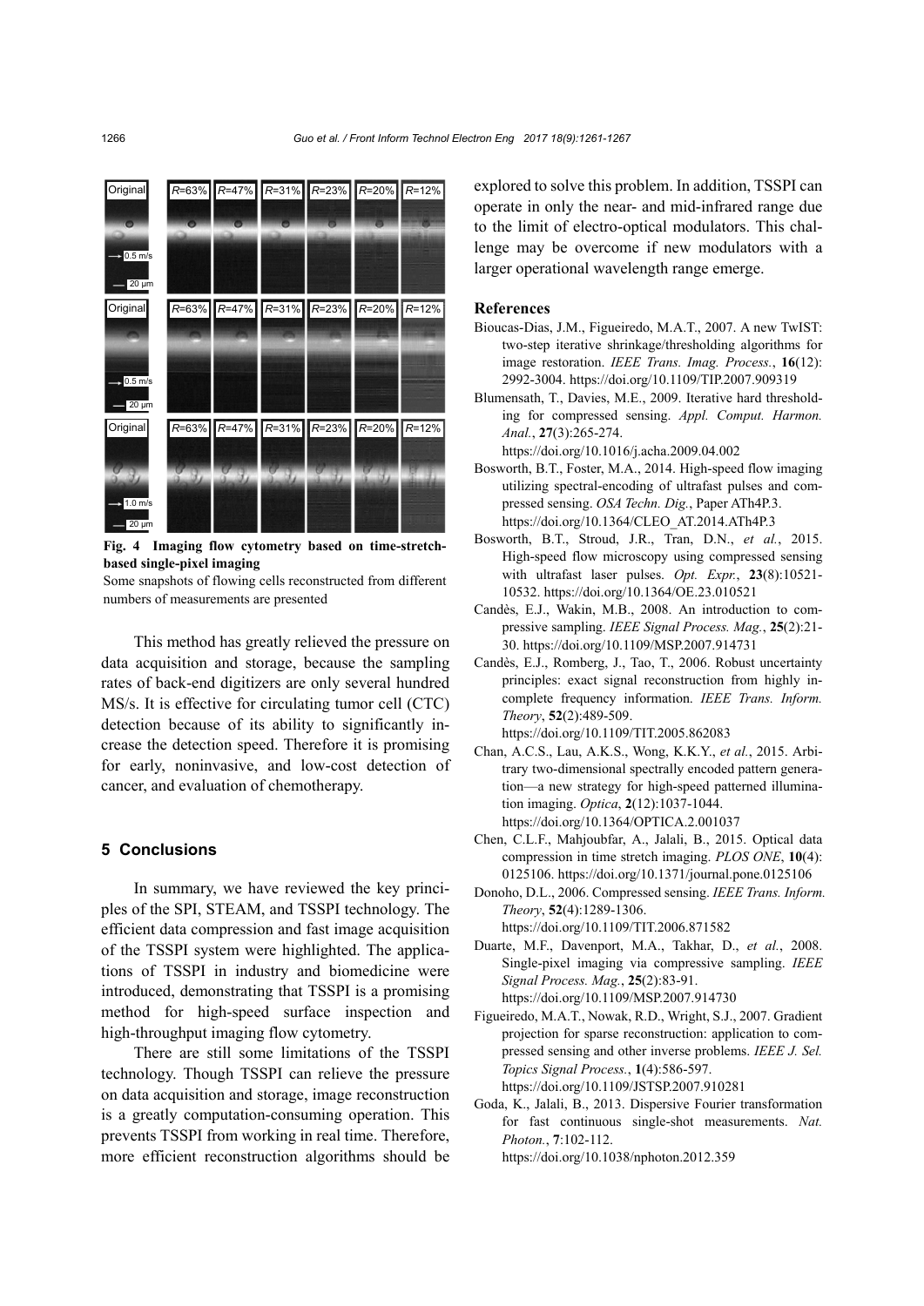**Fig. 4 Imaging flow cytometry based on time-stretch-based single-pixel imaging**

Some snapshots of flowing cells reconstructed from different numbers of measurements are presented

This method has greatly relieved the pressure on data acquisition and storage, because the sampling rates of back-end digitizers are only several hundred MS/s. It is effective for circulating tumor cell (CTC) detection because of its ability to significantly increase the detection speed. Therefore it is promising for early, noninvasive, and low-cost detection of cancer, and evaluation of chemotherapy.

## 5 Conclusions

In summary, we have reviewed the key principles of the SPI, STEAM, and TSSPI technology. The efficient data compression and fast image acquisition of the TSSPI system were highlighted. The applications of TSSPI in industry and biomedicine were introduced, demonstrating that TSSPI is a promising method for high-speed surface inspection and high-throughput imaging flow cytometry.

There are still some limitations of the TSSPI technology. Though TSSPI can relieve the pressure on data acquisition and storage, image reconstruction is a greatly computation-consuming operation. This prevents TSSPI from working in real time. Therefore, more efficient reconstruction algorithms should be explored to solve this problem. In addition, TSSPI can operate in only the near- and mid-infrared range due to the limit of electro-optical modulators. This challenge may be overcome if new modulators with a larger operational wavelength range emerge.

## References

Bioucas-Dias, J.M., Figueiredo, M.A.T., 2007. A new TwIST: two-step iterative shrinkage/thresholding algorithms for image restoration. *IEEE Trans. Imag. Process.*, **16**(12): 2992-3004. https://doi.org/10.1109/TIP.2007.909319

Blumensath, T., Davies, M.E., 2009. Iterative hard thresholding for compressed sensing. *Appl. Comput. Harmon. Anal.*, **27**(3):265-274. https://doi.org/10.1016/j.acha.2009.04.002

Bosworth, B.T., Foster, M.A., 2014. High-speed flow imaging utilizing spectral-encoding of ultrafast pulses and compressed sensing. *OSA Techn. Dig.*, Paper ATh4P.3. https://doi.org/10.1364/CLEO_AT.2014.ATh4P.3

Bosworth, B.T., Stroud, J.R., Tran, D.N., *et al.*, 2015. High-speed flow microscopy using compressed sensing with ultrafast laser pulses. *Opt. Expr.*, **23**(8):10521-10532. https://doi.org/10.1364/OE.23.010521

Candès, E.J., Wakin, M.B., 2008. An introduction to compressive sampling. *IEEE Signal Process. Mag.*, **25**(2):21-30. https://doi.org/10.1109/MSP.2007.914731

Candès, E.J., Romberg, J., Tao, T., 2006. Robust uncertainty principles: exact signal reconstruction from highly incomplete frequency information. *IEEE Trans. Inform. Theory*, **52**(2):489-509. https://doi.org/10.1109/TIT.2005.862083

Chan, A.C.S., Lau, A.K.S., Wong, K.K.Y., *et al.*, 2015. Arbitrary two-dimensional spectrally encoded pattern generation—a new strategy for high-speed patterned illumination imaging. *Optica*, **2**(12):1037-1044. https://doi.org/10.1364/OPTICA.2.001037

Chen, C.L.F., Mahjoubfar, A., Jalali, B., 2015. Optical data compression in time stretch imaging. *PLOS ONE*, **10**(4): 0125106. https://doi.org/10.1371/journal.pone.0125106

Donoho, D.L., 2006. Compressed sensing. *IEEE Trans. Inform. Theory*, **52**(4):1289-1306. https://doi.org/10.1109/TIT.2006.871582

Duarte, M.F., Davenport, M.A., Takhar, D., *et al.*, 2008. Single-pixel imaging via compressive sampling. *IEEE Signal Process. Mag.*, **25**(2):83-91. https://doi.org/10.1109/MSP.2007.914730

Figueiredo, M.A.T., Nowak, R.D., Wright, S.J., 2007. Gradient projection for sparse reconstruction: application to compressed sensing and other inverse problems. *IEEE J. Sel. Topics Signal Process.*, **1**(4):586-597. https://doi.org/10.1109/JSTSP.2007.910281

Goda, K., Jalali, B., 2013. Dispersive Fourier transformation for fast continuous single-shot measurements. *Nat. Photon.*, **7**:102-112. https://doi.org/10.1038/nphoton.2012.359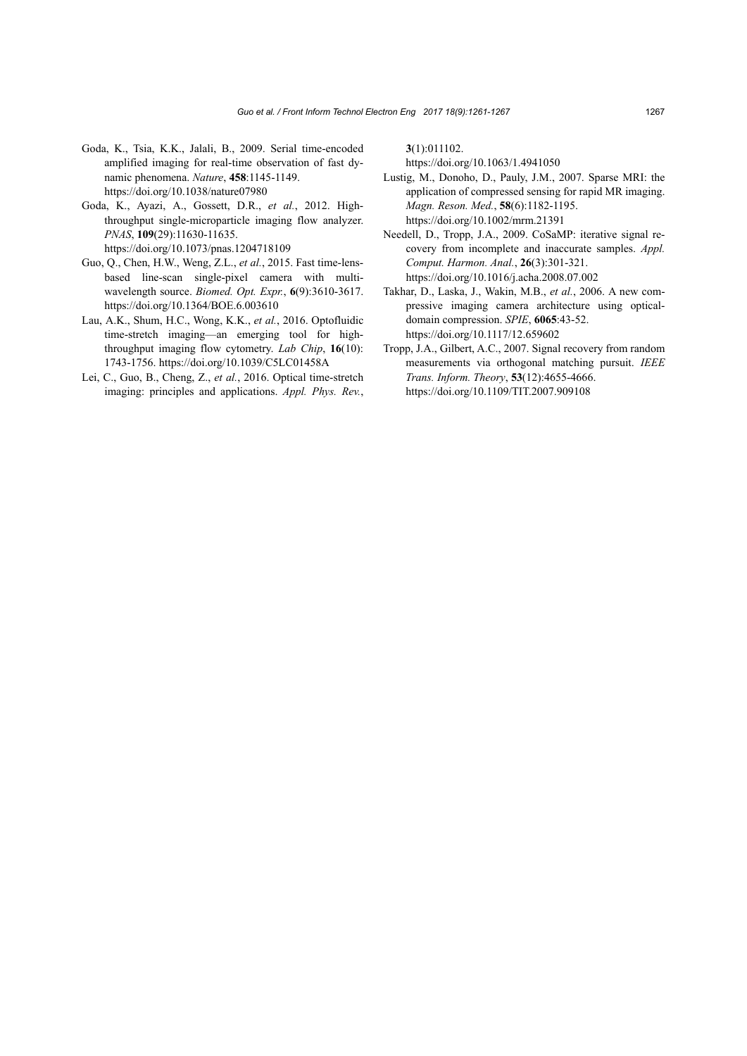Goda, K., Tsia, K.K., Jalali, B., 2009. Serial time-encoded amplified imaging for real-time observation of fast dynamic phenomena. *Nature*, **458**:1145-1149. https://doi.org/10.1038/nature07980

Goda, K., Ayazi, A., Gossett, D.R., *et al.*, 2012. High-throughput single-microparticle imaging flow analyzer. *PNAS*, **109**(29):11630-11635. https://doi.org/10.1073/pnas.1204718109

Guo, Q., Chen, H.W., Weng, Z.L., *et al.*, 2015. Fast time-lens-based line-scan single-pixel camera with multi-wavelength source. *Biomed. Opt. Expr.*, **6**(9):3610-3617. https://doi.org/10.1364/BOE.6.003610

Lau, A.K., Shum, H.C., Wong, K.K., *et al.*, 2016. Optofluidic time-stretch imaging—an emerging tool for high-throughput imaging flow cytometry. *Lab Chip*, **16**(10): 1743-1756. https://doi.org/10.1039/C5LC01458A

Lei, C., Guo, B., Cheng, Z., *et al.*, 2016. Optical time-stretch imaging: principles and applications. *Appl. Phys. Rev.*, **3**(1):011102. https://doi.org/10.1063/1.4941050

Lustig, M., Donoho, D., Pauly, J.M., 2007. Sparse MRI: the application of compressed sensing for rapid MR imaging. *Magn. Reson. Med.*, **58**(6):1182-1195. https://doi.org/10.1002/mrm.21391

Needell, D., Tropp, J.A., 2009. CoSaMP: iterative signal recovery from incomplete and inaccurate samples. *Appl. Comput. Harmon. Anal.*, **26**(3):301-321. https://doi.org/10.1016/j.acha.2008.07.002

Takhar, D., Laska, J., Wakin, M.B., *et al.*, 2006. A new compressive imaging camera architecture using optical-domain compression. *SPIE*, **6065**:43-52. https://doi.org/10.1117/12.659602

Tropp, J.A., Gilbert, A.C., 2007. Signal recovery from random measurements via orthogonal matching pursuit. *IEEE Trans. Inform. Theory*, **53**(12):4655-4666. https://doi.org/10.1109/TIT.2007.909108